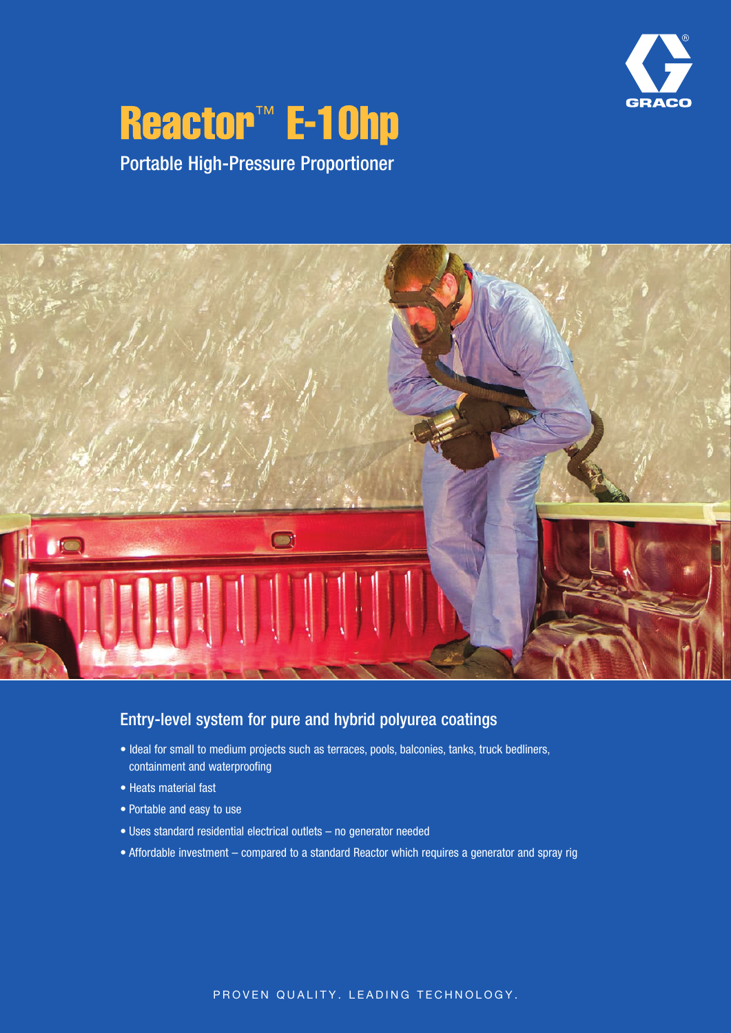# Reactor™ E-10hp

Portable High-Pressure Proportioner

## Entry-level system for pure and hybrid polyurea coatings

- Ideal for small to medium projects such as terraces, pools, balconies, tanks, truck bedliners, containment and waterproofing
- Heats material fast
- Portable and easy to use
- Uses standard residential electrical outlets – no generator needed
- Affordable investment – compared to a standard Reactor which requires a generator and spray rig

PROVEN QUALITY. LEADING TECHNOLOGY.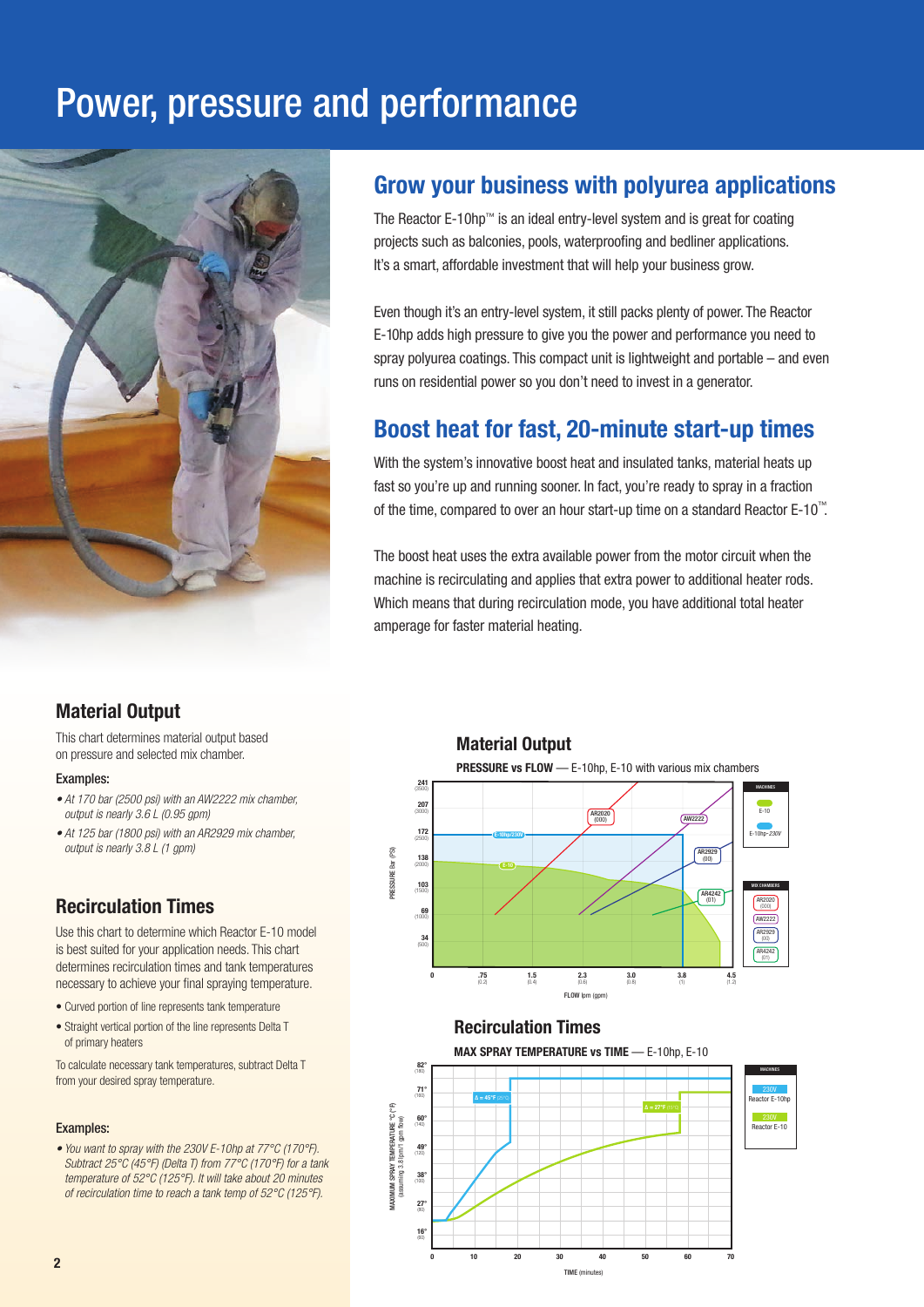# Power, pressure and performance

## Grow your business with polyurea applications

The Reactor E-10hp™ is an ideal entry-level system and is great for coating projects such as balconies, pools, waterproofing and bedliner applications. It's a smart, affordable investment that will help your business grow.

Even though it's an entry-level system, it still packs plenty of power. The Reactor E-10hp adds high pressure to give you the power and performance you need to spray polyurea coatings. This compact unit is lightweight and portable – and even runs on residential power so you don't need to invest in a generator.

## Boost heat for fast, 20-minute start-up times

With the system's innovative boost heat and insulated tanks, material heats up fast so you're up and running sooner. In fact, you're ready to spray in a fraction of the time, compared to over an hour start-up time on a standard Reactor E-10™.

The boost heat uses the extra available power from the motor circuit when the machine is recirculating and applies that extra power to additional heater rods. Which means that during recirculation mode, you have additional total heater amperage for faster material heating.

### Material Output

This chart determines material output based on pressure and selected mix chamber.

**Examples:**

- *At 170 bar (2500 psi) with an AW2222 mix chamber, output is nearly 3.6 L (0.95 gpm)*
- *At 125 bar (1800 psi) with an AR2929 mix chamber, output is nearly 3.8 L (1 gpm)*

### Recirculation Times

Use this chart to determine which Reactor E-10 model is best suited for your application needs. This chart determines recirculation times and tank temperatures necessary to achieve your final spraying temperature.

- Curved portion of line represents tank temperature
- Straight vertical portion of the line represents Delta T of primary heaters

To calculate necessary tank temperatures, subtract Delta T from your desired spray temperature.

**Examples:**

- *You want to spray with the 230V E-10hp at 77°C (170°F). Subtract 25°C (45°F) (Delta T) from 77°C (170°F) for a tank temperature of 52°C (125°F). It will take about 20 minutes of recirculation time to reach a tank temp of 52°C (125°F).*

### Material Output

**PRESSURE vs FLOW** — E-10hp, E-10 with various mix chambers

### Recirculation Times

**MAX SPRAY TEMPERATURE vs TIME** — E-10hp, E-10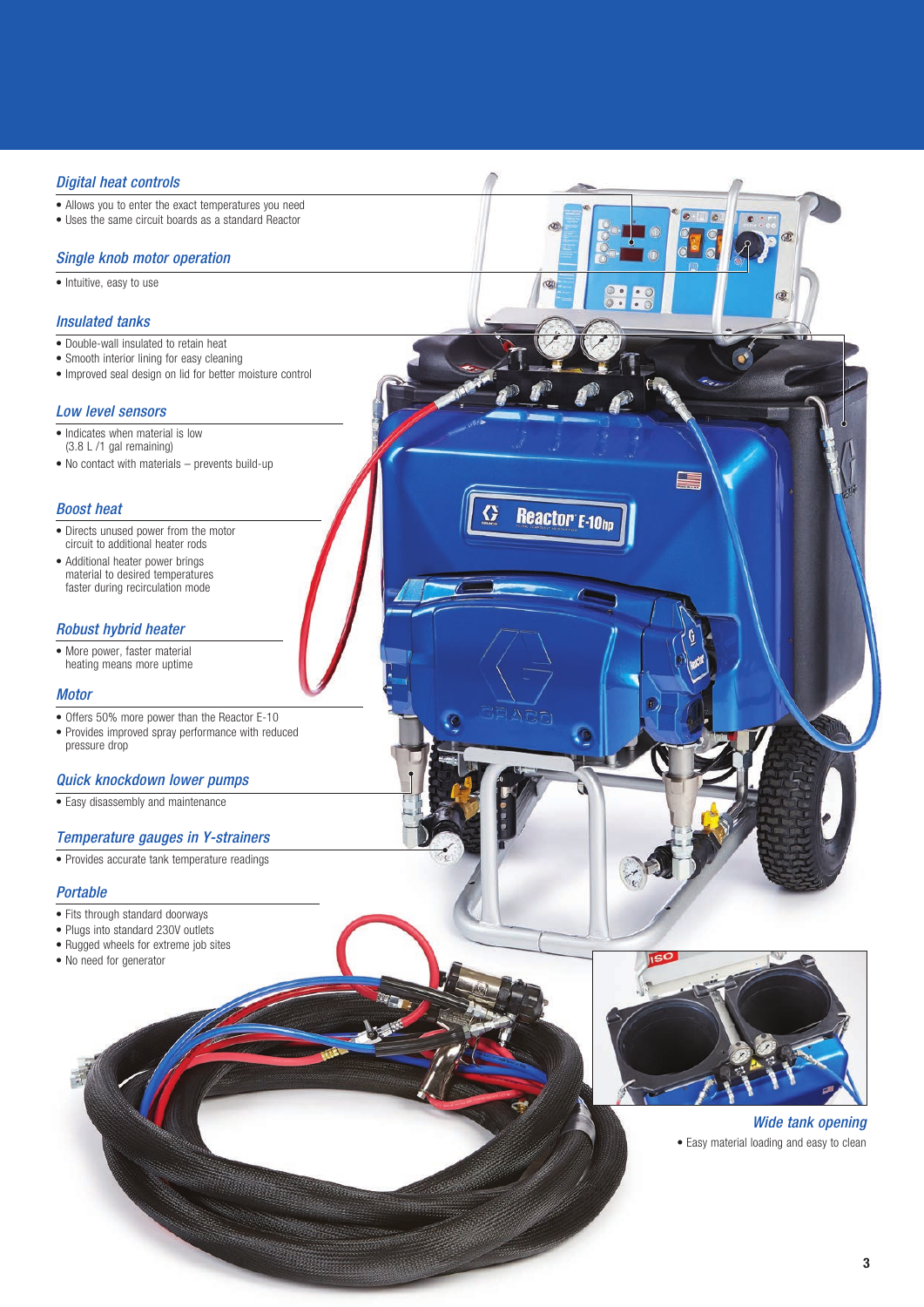### *Digital heat controls*

- Allows you to enter the exact temperatures you need
- Uses the same circuit boards as a standard Reactor

### *Single knob motor operation*

- Intuitive, easy to use

### *Insulated tanks*

- Double-wall insulated to retain heat
- Smooth interior lining for easy cleaning
- Improved seal design on lid for better moisture control

### *Low level sensors*

- Indicates when material is low (3.8 L /1 gal remaining)
- No contact with materials – prevents build-up

### *Boost heat*

- Directs unused power from the motor circuit to additional heater rods
- Additional heater power brings material to desired temperatures faster during recirculation mode

### *Robust hybrid heater*

- More power, faster material heating means more uptime

### *Motor*

- Offers 50% more power than the Reactor E-10
- Provides improved spray performance with reduced pressure drop

### *Quick knockdown lower pumps*

- Easy disassembly and maintenance

### *Temperature gauges in Y-strainers*

- Provides accurate tank temperature readings

### *Portable*

- Fits through standard doorways
- Plugs into standard 230V outlets
- Rugged wheels for extreme job sites
- No need for generator

### *Wide tank opening*

- Easy material loading and easy to clean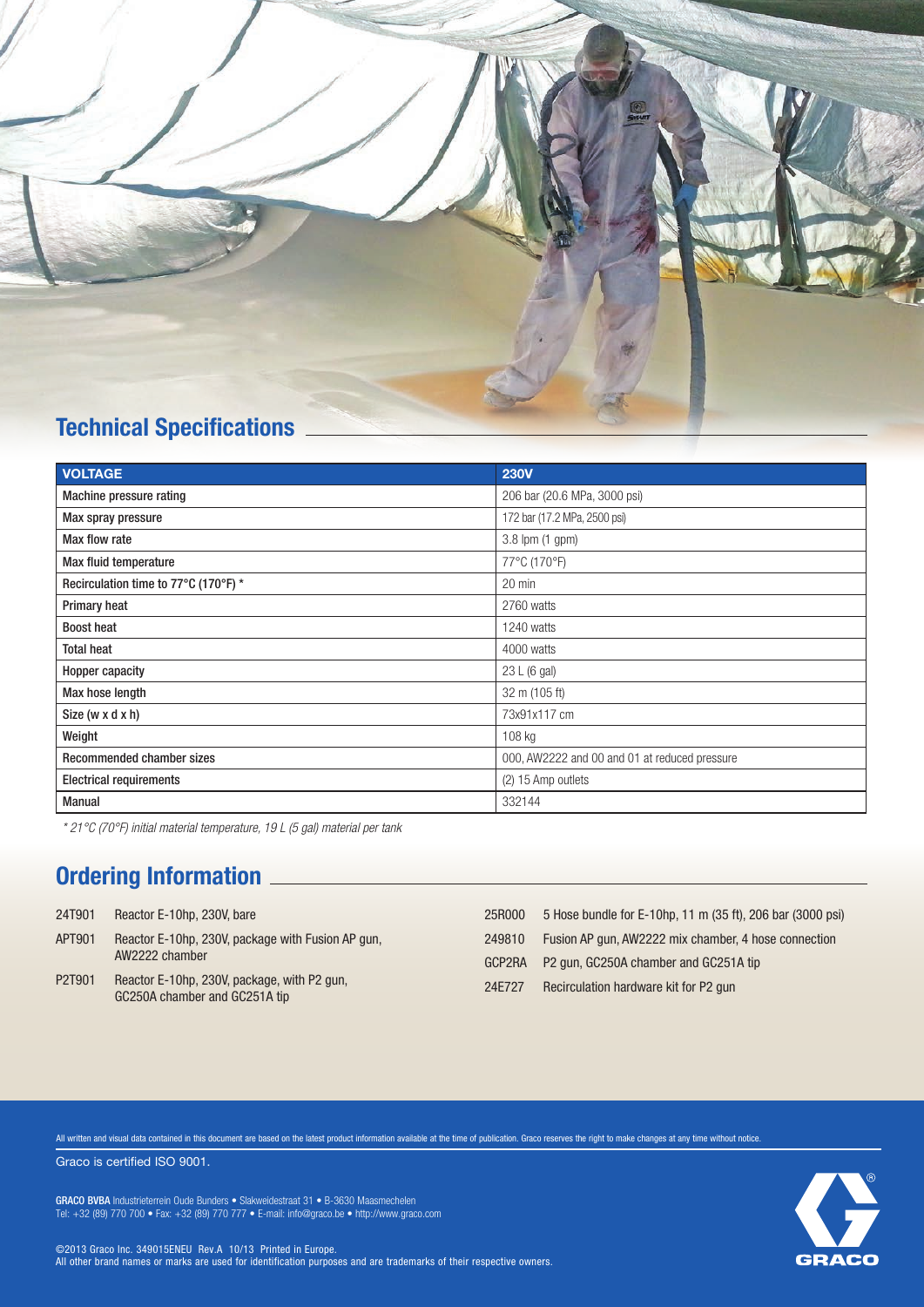## Technical Specifications

| VOLTAGE | 230V |
| --- | --- |
| Machine pressure rating | 206 bar (20.6 MPa, 3000 psi) |
| Max spray pressure | 172 bar (17.2 MPa, 2500 psi) |
| Max flow rate | 3.8 lpm (1 gpm) |
| Max fluid temperature | 77°C (170°F) |
| Recirculation time to 77°C (170°F) * | 20 min |
| Primary heat | 2760 watts |
| Boost heat | 1240 watts |
| Total heat | 4000 watts |
| Hopper capacity | 23 L (6 gal) |
| Max hose length | 32 m (105 ft) |
| Size (w x d x h) | 73x91x117 cm |
| Weight | 108 kg |
| Recommended chamber sizes | 000, AW2222 and 00 and 01 at reduced pressure |
| Electrical requirements | (2) 15 Amp outlets |
| Manual | 332144 |

*\* 21°C (70°F) initial material temperature, 19 L (5 gal) material per tank*

## Ordering Information

| | |
| --- | --- |
| 24T901 | Reactor E-10hp, 230V, bare |
| APT901 | Reactor E-10hp, 230V, package with Fusion AP gun, AW2222 chamber |
| P2T901 | Reactor E-10hp, 230V, package, with P2 gun, GC250A chamber and GC251A tip |
| 25R000 | 5 Hose bundle for E-10hp, 11 m (35 ft), 206 bar (3000 psi) |
| 249810 | Fusion AP gun, AW2222 mix chamber, 4 hose connection |
| GCP2RA | P2 gun, GC250A chamber and GC251A tip |
| 24E727 | Recirculation hardware kit for P2 gun |

All written and visual data contained in this document are based on the latest product information available at the time of publication. Graco reserves the right to make changes at any time without notice.

Graco is certified ISO 9001.

**GRACO BVBA** Industrieterrein Oude Bunders • Slakweidestraat 31 • B-3630 Maasmechelen
Tel: +32 (89) 770 700 • Fax: +32 (89) 770 777 • E-mail: info@graco.be • http://www.graco.com

©2013 Graco Inc. 349015ENEU Rev.A 10/13 Printed in Europe.
All other brand names or marks are used for identification purposes and are trademarks of their respective owners.